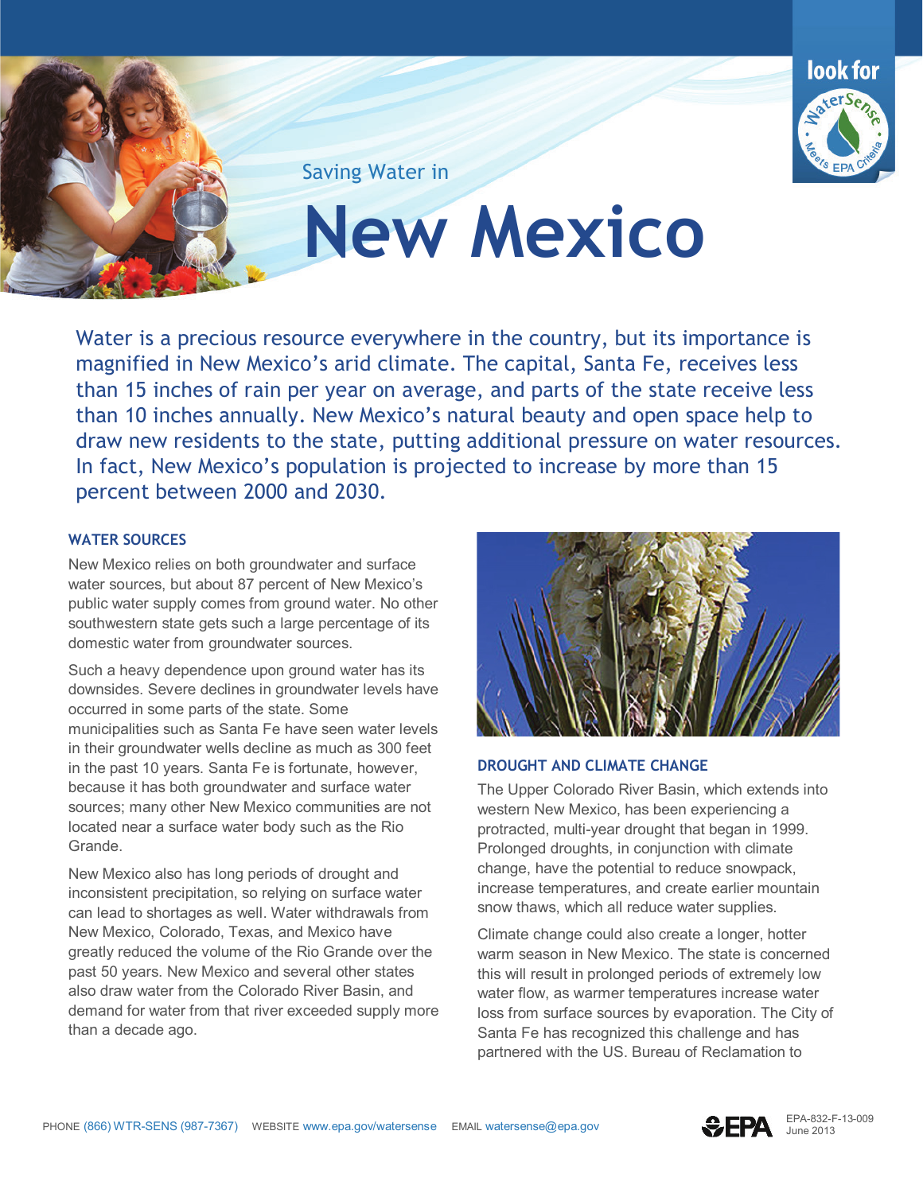Saving Water in

# New Mexico

Water is a precious resource everywhere in the country, but its importance is magnified in New Mexico's arid climate. The capital, Santa Fe, receives less than 15 inches of rain per year on average, and parts of the state receive less than 10 inches annually. New Mexico's natural beauty and open space help to draw new residents to the state, putting additional pressure on water resources. In fact, New Mexico's population is projected to increase by more than 15 percent between 2000 and 2030.

## WATER SOURCES

New Mexico relies on both groundwater and surface water sources, but about 87 percent of New Mexico's public water supply comes from ground water. No other southwestern state gets such a large percentage of its domestic water from groundwater sources.

Such a heavy dependence upon ground water has its downsides. Severe declines in groundwater levels have occurred in some parts of the state. Some municipalities such as Santa Fe have seen water levels in their groundwater wells decline as much as 300 feet in the past 10 years. Santa Fe is fortunate, however, because it has both groundwater and surface water sources; many other New Mexico communities are not located near a surface water body such as the Rio Grande.

New Mexico also has long periods of drought and inconsistent precipitation, so relying on surface water can lead to shortages as well. Water withdrawals from New Mexico, Colorado, Texas, and Mexico have greatly reduced the volume of the Rio Grande over the past 50 years. New Mexico and several other states also draw water from the Colorado River Basin, and demand for water from that river exceeded supply more than a decade ago.

## DROUGHT AND CLIMATE CHANGE

The Upper Colorado River Basin, which extends into western New Mexico, has been experiencing a protracted, multi-year drought that began in 1999. Prolonged droughts, in conjunction with climate change, have the potential to reduce snowpack, increase temperatures, and create earlier mountain snow thaws, which all reduce water supplies.

Climate change could also create a longer, hotter warm season in New Mexico. The state is concerned this will result in prolonged periods of extremely low water flow, as warmer temperatures increase water loss from surface sources by evaporation. The City of Santa Fe has recognized this challenge and has partnered with the US. Bureau of Reclamation to

PHONE (866) WTR-SENS (987-7367) WEBSITE www.epa.gov/watersense EMAIL watersense@epa.gov

EPA-832-F-13-009
June 2013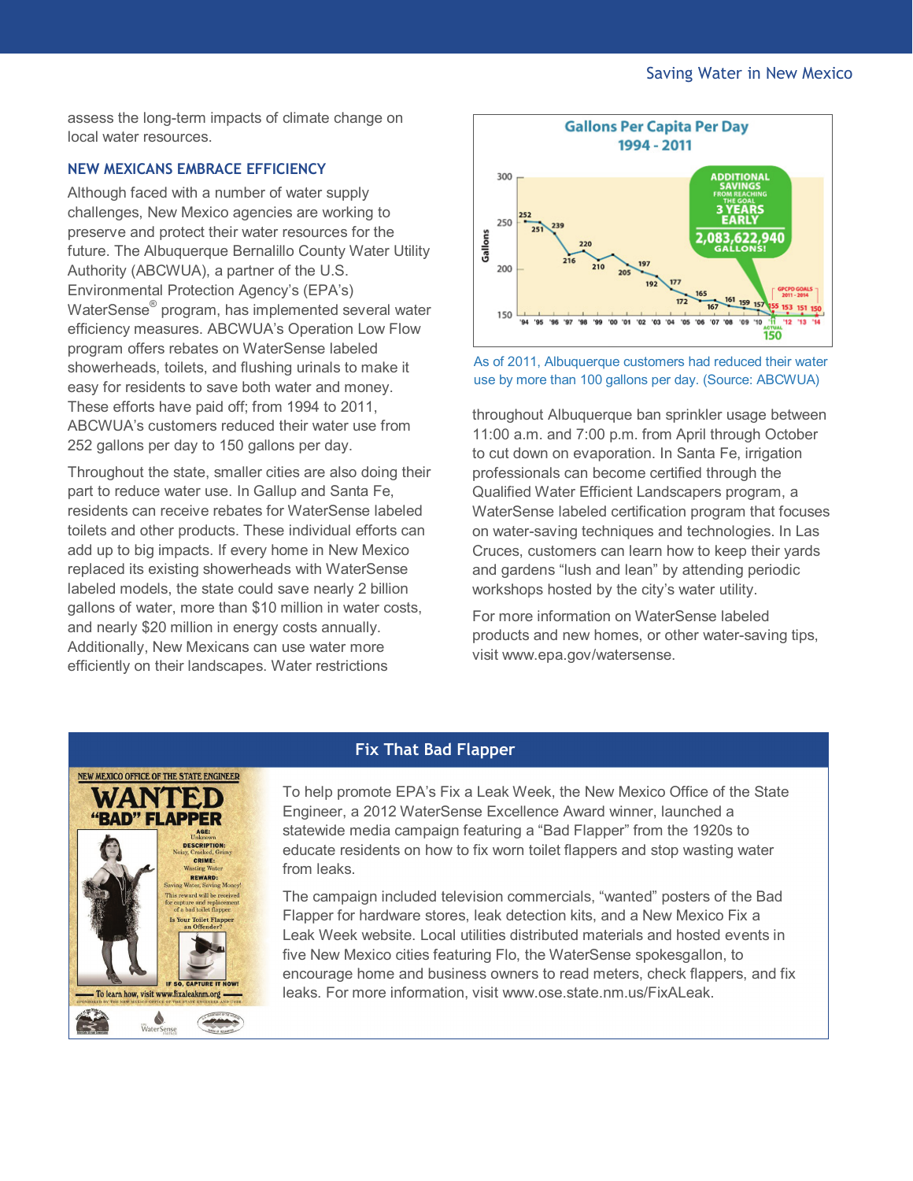assess the long-term impacts of climate change on local water resources.

### NEW MEXICANS EMBRACE EFFICIENCY

Although faced with a number of water supply challenges, New Mexico agencies are working to preserve and protect their water resources for the future. The Albuquerque Bernalillo County Water Utility Authority (ABCWUA), a partner of the U.S. Environmental Protection Agency's (EPA's) WaterSense® program, has implemented several water efficiency measures. ABCWUA's Operation Low Flow program offers rebates on WaterSense labeled showerheads, toilets, and flushing urinals to make it easy for residents to save both water and money. These efforts have paid off; from 1994 to 2011, ABCWUA's customers reduced their water use from 252 gallons per day to 150 gallons per day.

Throughout the state, smaller cities are also doing their part to reduce water use. In Gallup and Santa Fe, residents can receive rebates for WaterSense labeled toilets and other products. These individual efforts can add up to big impacts. If every home in New Mexico replaced its existing showerheads with WaterSense labeled models, the state could save nearly 2 billion gallons of water, more than $10 million in water costs, and nearly $20 million in energy costs annually. Additionally, New Mexicans can use water more efficiently on their landscapes. Water restrictions throughout Albuquerque ban sprinkler usage between 11:00 a.m. and 7:00 p.m. from April through October to cut down on evaporation. In Santa Fe, irrigation professionals can become certified through the Qualified Water Efficient Landscapers program, a WaterSense labeled certification program that focuses on water-saving techniques and technologies. In Las Cruces, customers can learn how to keep their yards and gardens "lush and lean" by attending periodic workshops hosted by the city's water utility.

For more information on WaterSense labeled products and new homes, or other water-saving tips, visit www.epa.gov/watersense.

**Gallons Per Capita Per Day**
**1994 - 2011**

Gallons

300
250
200
150

'94 '95 '96 '97 '98 '99 '00 '01 '02 '03 '04 '05 '06 '07 '08 '09 '10 '11 '12 '13 '14

252 251 239 216 220 210 205 197 192 177 172 165 167 161 159 157 155 153 151 150

ADDITIONAL SAVINGS FROM REACHING THE GOAL 3 YEARS EARLY
2,083,622,940 GALLONS!

GPCPD GOALS 2011 - 2014

ACTUAL
150

As of 2011, Albuquerque customers had reduced their water use by more than 100 gallons per day. (Source: ABCWUA)

### Fix That Bad Flapper

NEW MEXICO OFFICE OF THE STATE ENGINEER
WANTED
"BAD" FLAPPER
AGE: Unknown
DESCRIPTION: Noisy, Cracked, Grimy
CRIME: Wasting Water
REWARD: Saving Water, Saving Money!
This reward will be received for capture and replacement of a bad toilet flapper.
Is Your Toilet Flapper an Offender?
IF SO, CAPTURE IT NOW!
To learn how, visit www.fixaleaknm.org

To help promote EPA's Fix a Leak Week, the New Mexico Office of the State Engineer, a 2012 WaterSense Excellence Award winner, launched a statewide media campaign featuring a "Bad Flapper" from the 1920s to educate residents on how to fix worn toilet flappers and stop wasting water from leaks.

The campaign included television commercials, "wanted" posters of the Bad Flapper for hardware stores, leak detection kits, and a New Mexico Fix a Leak Week website. Local utilities distributed materials and hosted events in five New Mexico cities featuring Flo, the WaterSense spokesgallon, to encourage home and business owners to read meters, check flappers, and fix leaks. For more information, visit www.ose.state.nm.us/FixALeak.